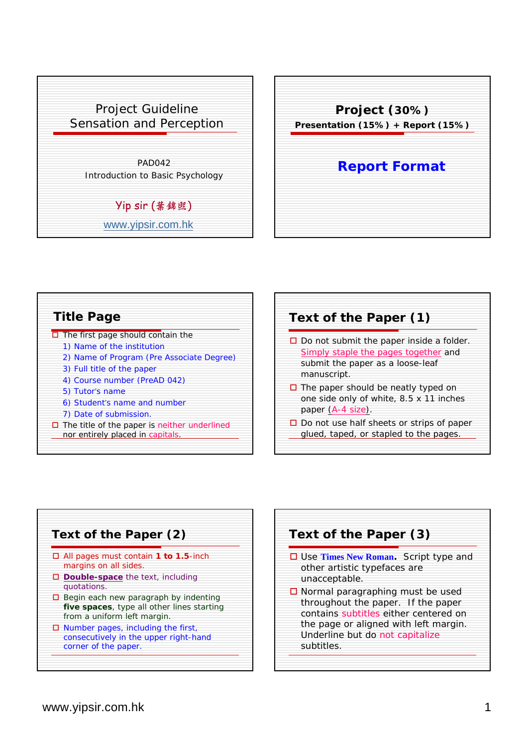# Project Guideline
## Sensation and Perception

PAD042
Introduction to Basic Psychology

Yip sir (葉錦熙)

www.yipsir.com.hk

## Project (30%)

**Presentation (15%) + Report (15%)**

## Report Format

## Title Page

- The first page should contain the
  1) Name of the institution
  2) Name of Program (Pre Associate Degree)
  3) Full title of the paper
  4) Course number (PreAD 042)
  5) Tutor's name
  6) Student's name and number
  7) Date of submission.
- The title of the paper is neither underlined nor entirely placed in capitals.

## Text of the Paper (1)

- Do not submit the paper inside a folder. Simply staple the pages together and submit the paper as a loose-leaf manuscript.
- The paper should be neatly typed on one side only of white, 8.5 x 11 inches paper (A-4 size).
- Do not use half sheets or strips of paper glued, taped, or stapled to the pages.

## Text of the Paper (2)

- All pages must contain **1 to 1.5**-inch margins on all sides.
- **Double-space** the text, including quotations.
- Begin each new paragraph by indenting **five spaces**, type all other lines starting from a uniform left margin.
- Number pages, including the first, consecutively in the upper right-hand corner of the paper.

## Text of the Paper (3)

- Use **Times New Roman**. Script type and other artistic typefaces are unacceptable.
- Normal paragraphing must be used throughout the paper. If the paper contains subtitles either centered on the page or aligned with left margin. Underline but do not capitalize subtitles.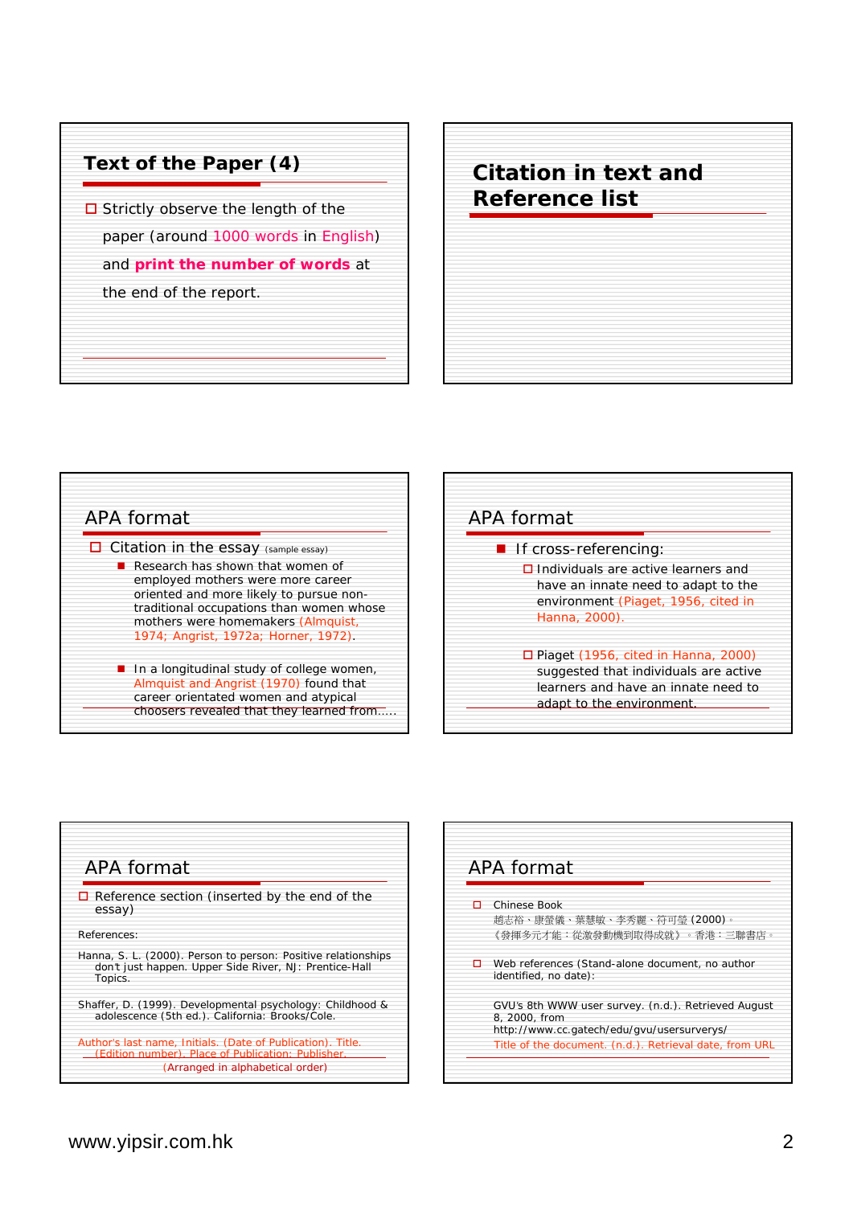## Text of the Paper (4)

- Strictly observe the length of the paper (around 1000 words in English) and **print the number of words** at the end of the report.

## Citation in text and Reference list

## APA format

- Citation in the essay (sample essay)
  - Research has shown that women of employed mothers were more career oriented and more likely to pursue non-traditional occupations than women whose mothers were homemakers (Almquist, 1974; Angrist, 1972a; Horner, 1972).
  - In a longitudinal study of college women, Almquist and Angrist (1970) found that career orientated women and atypical choosers revealed that they learned from.....

## APA format

- If cross-referencing:
  - Individuals are active learners and have an innate need to adapt to the environment (Piaget, 1956, cited in Hanna, 2000).
  - Piaget (1956, cited in Hanna, 2000) suggested that individuals are active learners and have an innate need to adapt to the environment.

## APA format

- Reference section (inserted by the end of the essay)

References:

Hanna, S. L. (2000). Person to person: Positive relationships don't just happen. Upper Side River, NJ: Prentice-Hall Topics.

Shaffer, D. (1999). Developmental psychology: Childhood & adolescence (5th ed.). California: Brooks/Cole.

Author's last name, Initials. (Date of Publication). Title. (Edition number). Place of Publication: Publisher.

(Arranged in alphabetical order)

## APA format

- Chinese Book

  趙志裕、康螢儀、葉慧敏、李秀麗、符可瑩 (2000)。《發揮多元才能：從激發動機到取得成就》。香港：三聯書店。

- Web references (Stand-alone document, no author identified, no date):

  GVU's 8th WWW user survey. (n.d.). Retrieved August 8, 2000, from http://www.cc.gatech/edu/gvu/usersurverys/

  Title of the document. (n.d.). Retrieval date, from URL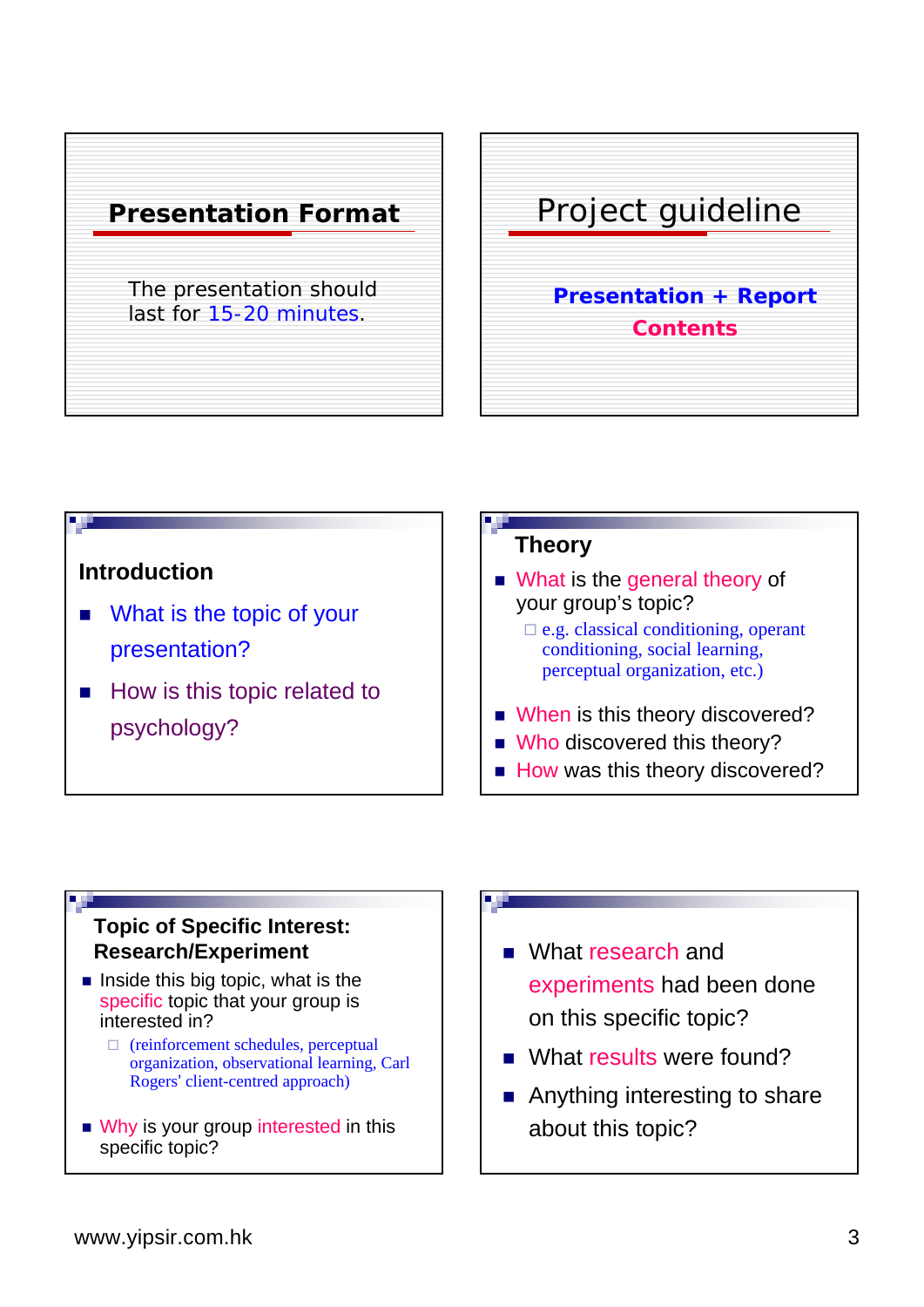## Presentation Format

The presentation should last for 15-20 minutes.

## Project guideline

**Presentation + Report**

**Contents**

### Introduction

- What is the topic of your presentation?
- How is this topic related to psychology?

### Theory

- What is the general theory of your group's topic?
  - e.g. classical conditioning, operant conditioning, social learning, perceptual organization, etc.)
- When is this theory discovered?
- Who discovered this theory?
- How was this theory discovered?

### Topic of Specific Interest: Research/Experiment

- Inside this big topic, what is the specific topic that your group is interested in?
  - (reinforcement schedules, perceptual organization, observational learning, Carl Rogers' client-centred approach)
- Why is your group interested in this specific topic?

---

- What research and experiments had been done on this specific topic?
- What results were found?
- Anything interesting to share about this topic?

www.yipsir.com.hk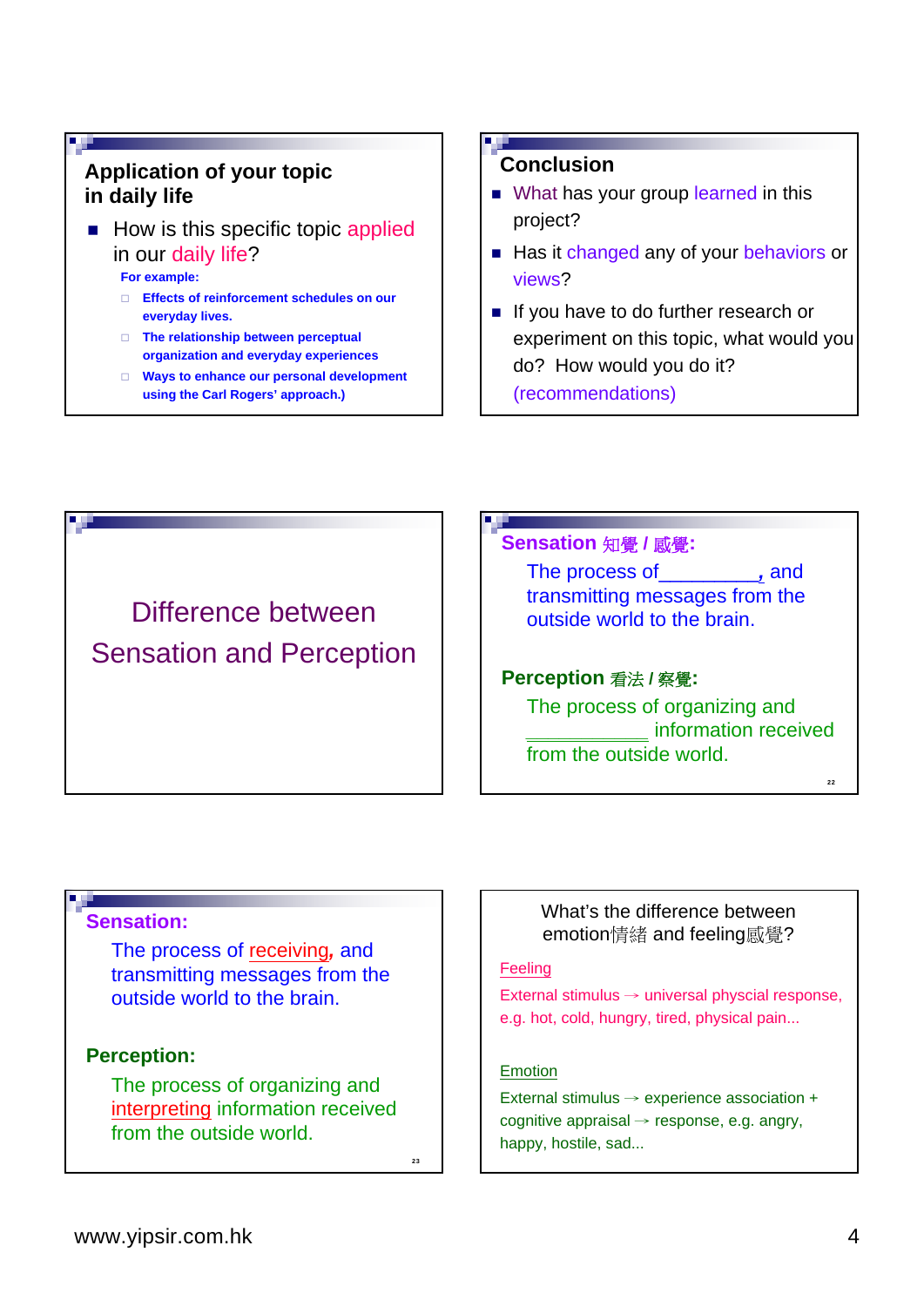## Application of your topic in daily life

- How is this specific topic applied in our daily life?
  - For example:
    - Effects of reinforcement schedules on our everyday lives.
    - The relationship between perceptual organization and everyday experiences
    - Ways to enhance our personal development using the Carl Rogers' approach.)

## Conclusion

- What has your group learned in this project?
- Has it changed any of your behaviors or views?
- If you have to do further research or experiment on this topic, what would you do? How would you do it? (recommendations)

## Difference between Sensation and Perception

**Sensation 知覺 / 感覺:**

The process of_________, and transmitting messages from the outside world to the brain.

**Perception 看法 / 察覺:**

The process of organizing and ____________ information received from the outside world.

**Sensation:**

The process of receiving, and transmitting messages from the outside world to the brain.

**Perception:**

The process of organizing and interpreting information received from the outside world.

What's the difference between emotion情緒 and feeling感覺?

Feeling

External stimulus → universal physcial response, e.g. hot, cold, hungry, tired, physical pain...

Emotion

External stimulus → experience association + cognitive appraisal → response, e.g. angry, happy, hostile, sad...

www.yipsir.com.hk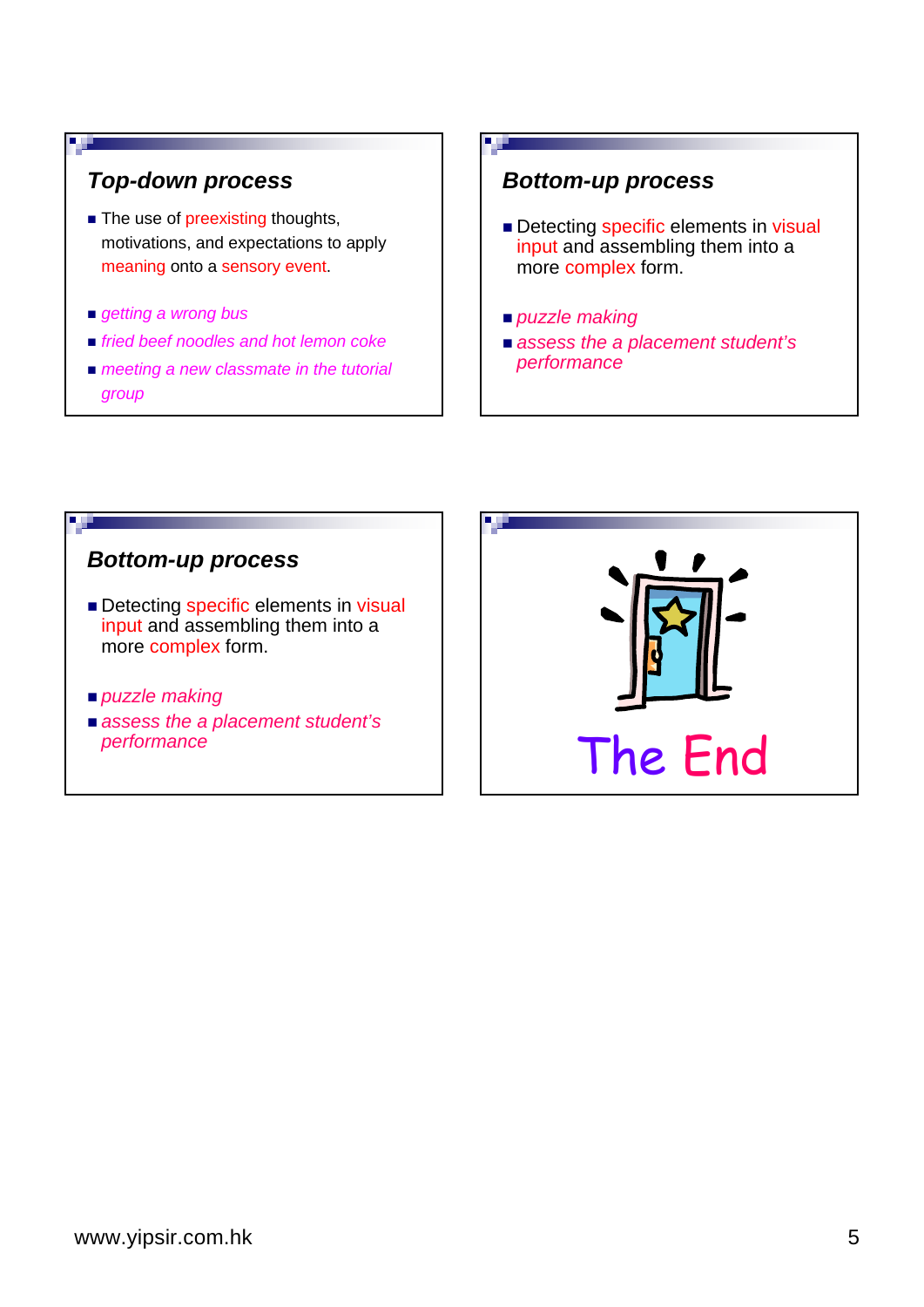## Top-down process

- The use of preexisting thoughts, motivations, and expectations to apply meaning onto a sensory event.

- *getting a wrong bus*
- *fried beef noodles and hot lemon coke*
- *meeting a new classmate in the tutorial group*

## Bottom-up process

- Detecting specific elements in visual input and assembling them into a more complex form.

- *puzzle making*
- *assess the a placement student's performance*

## Bottom-up process

- Detecting specific elements in visual input and assembling them into a more complex form.

- *puzzle making*
- *assess the a placement student's performance*

The End

www.yipsir.com.hk